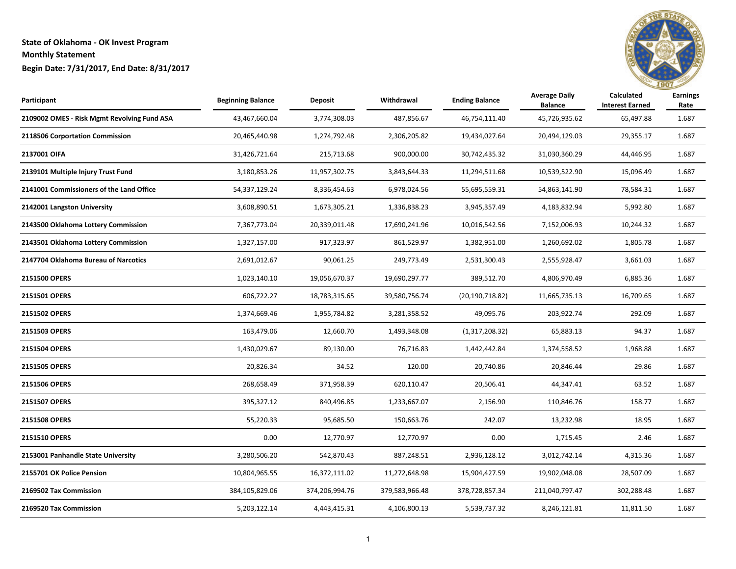**State of Oklahoma - OK Invest Program**
**Monthly Statement**
**Begin Date: 7/31/2017, End Date: 8/31/2017**

| Participant | Beginning Balance | Deposit | Withdrawal | Ending Balance | Average Daily Balance | Calculated Interest Earned | Earnings Rate |
|---|---|---|---|---|---|---|---|
| **2109002 OMES - Risk Mgmt Revolving Fund ASA** | 43,467,660.04 | 3,774,308.03 | 487,856.67 | 46,754,111.40 | 45,726,935.62 | 65,497.88 | 1.687 |
| **2118506 Corportation Commission** | 20,465,440.98 | 1,274,792.48 | 2,306,205.82 | 19,434,027.64 | 20,494,129.03 | 29,355.17 | 1.687 |
| **2137001 OIFA** | 31,426,721.64 | 215,713.68 | 900,000.00 | 30,742,435.32 | 31,030,360.29 | 44,446.95 | 1.687 |
| **2139101 Multiple Injury Trust Fund** | 3,180,853.26 | 11,957,302.75 | 3,843,644.33 | 11,294,511.68 | 10,539,522.90 | 15,096.49 | 1.687 |
| **2141001 Commissioners of the Land Office** | 54,337,129.24 | 8,336,454.63 | 6,978,024.56 | 55,695,559.31 | 54,863,141.90 | 78,584.31 | 1.687 |
| **2142001 Langston University** | 3,608,890.51 | 1,673,305.21 | 1,336,838.23 | 3,945,357.49 | 4,183,832.94 | 5,992.80 | 1.687 |
| **2143500 Oklahoma Lottery Commission** | 7,367,773.04 | 20,339,011.48 | 17,690,241.96 | 10,016,542.56 | 7,152,006.93 | 10,244.32 | 1.687 |
| **2143501 Oklahoma Lottery Commission** | 1,327,157.00 | 917,323.97 | 861,529.97 | 1,382,951.00 | 1,260,692.02 | 1,805.78 | 1.687 |
| **2147704 Oklahoma Bureau of Narcotics** | 2,691,012.67 | 90,061.25 | 249,773.49 | 2,531,300.43 | 2,555,928.47 | 3,661.03 | 1.687 |
| **2151500 OPERS** | 1,023,140.10 | 19,056,670.37 | 19,690,297.77 | 389,512.70 | 4,806,970.49 | 6,885.36 | 1.687 |
| **2151501 OPERS** | 606,722.27 | 18,783,315.65 | 39,580,756.74 | (20,190,718.82) | 11,665,735.13 | 16,709.65 | 1.687 |
| **2151502 OPERS** | 1,374,669.46 | 1,955,784.82 | 3,281,358.52 | 49,095.76 | 203,922.74 | 292.09 | 1.687 |
| **2151503 OPERS** | 163,479.06 | 12,660.70 | 1,493,348.08 | (1,317,208.32) | 65,883.13 | 94.37 | 1.687 |
| **2151504 OPERS** | 1,430,029.67 | 89,130.00 | 76,716.83 | 1,442,442.84 | 1,374,558.52 | 1,968.88 | 1.687 |
| **2151505 OPERS** | 20,826.34 | 34.52 | 120.00 | 20,740.86 | 20,846.44 | 29.86 | 1.687 |
| **2151506 OPERS** | 268,658.49 | 371,958.39 | 620,110.47 | 20,506.41 | 44,347.41 | 63.52 | 1.687 |
| **2151507 OPERS** | 395,327.12 | 840,496.85 | 1,233,667.07 | 2,156.90 | 110,846.76 | 158.77 | 1.687 |
| **2151508 OPERS** | 55,220.33 | 95,685.50 | 150,663.76 | 242.07 | 13,232.98 | 18.95 | 1.687 |
| **2151510 OPERS** | 0.00 | 12,770.97 | 12,770.97 | 0.00 | 1,715.45 | 2.46 | 1.687 |
| **2153001 Panhandle State University** | 3,280,506.20 | 542,870.43 | 887,248.51 | 2,936,128.12 | 3,012,742.14 | 4,315.36 | 1.687 |
| **2155701 OK Police Pension** | 10,804,965.55 | 16,372,111.02 | 11,272,648.98 | 15,904,427.59 | 19,902,048.08 | 28,507.09 | 1.687 |
| **2169502 Tax Commission** | 384,105,829.06 | 374,206,994.76 | 379,583,966.48 | 378,728,857.34 | 211,040,797.47 | 302,288.48 | 1.687 |
| **2169520 Tax Commission** | 5,203,122.14 | 4,443,415.31 | 4,106,800.13 | 5,539,737.32 | 8,246,121.81 | 11,811.50 | 1.687 |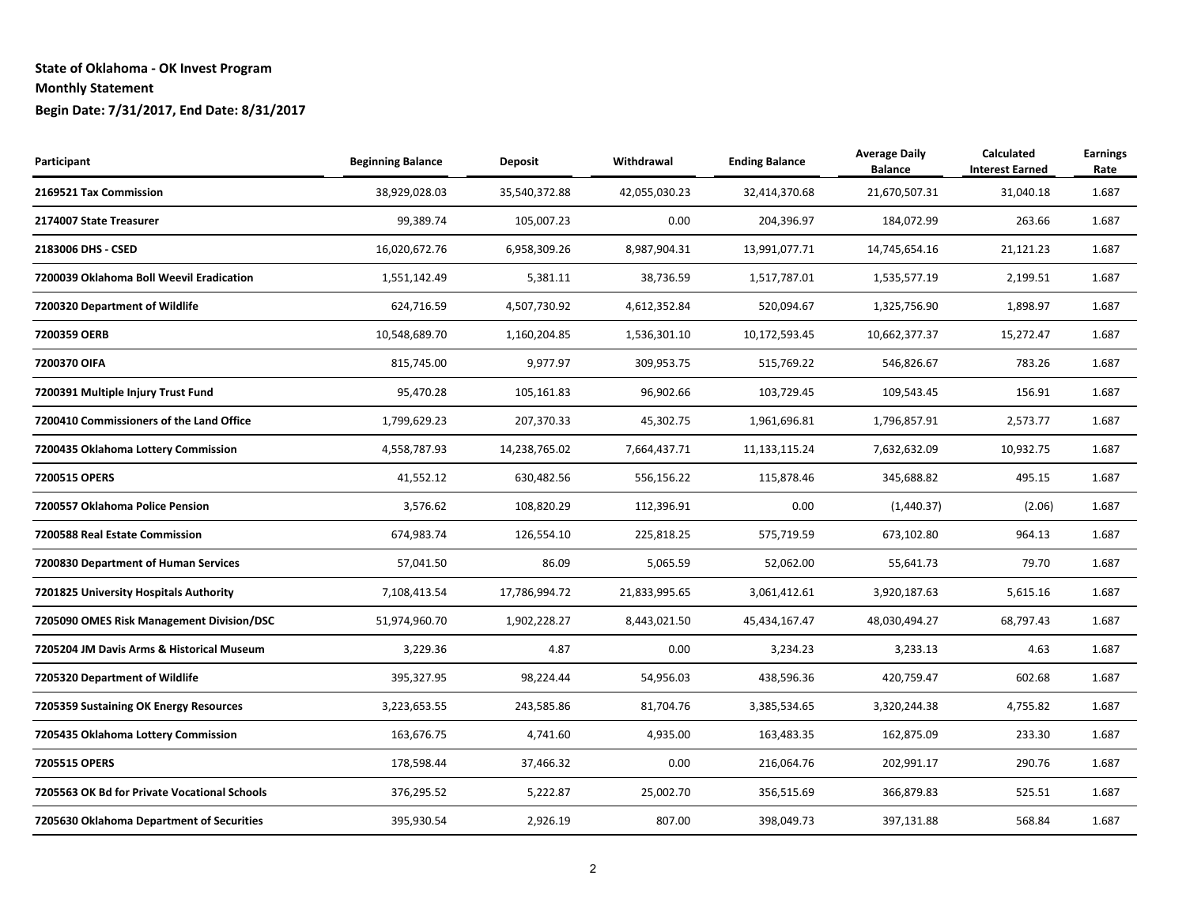**State of Oklahoma - OK Invest Program**

**Monthly Statement**

**Begin Date: 7/31/2017, End Date: 8/31/2017**

| Participant | Beginning Balance | Deposit | Withdrawal | Ending Balance | Average Daily Balance | Calculated Interest Earned | Earnings Rate |
|---|---|---|---|---|---|---|---|
| **2169521 Tax Commission** | 38,929,028.03 | 35,540,372.88 | 42,055,030.23 | 32,414,370.68 | 21,670,507.31 | 31,040.18 | 1.687 |
| **2174007 State Treasurer** | 99,389.74 | 105,007.23 | 0.00 | 204,396.97 | 184,072.99 | 263.66 | 1.687 |
| **2183006 DHS - CSED** | 16,020,672.76 | 6,958,309.26 | 8,987,904.31 | 13,991,077.71 | 14,745,654.16 | 21,121.23 | 1.687 |
| **7200039 Oklahoma Boll Weevil Eradication** | 1,551,142.49 | 5,381.11 | 38,736.59 | 1,517,787.01 | 1,535,577.19 | 2,199.51 | 1.687 |
| **7200320 Department of Wildlife** | 624,716.59 | 4,507,730.92 | 4,612,352.84 | 520,094.67 | 1,325,756.90 | 1,898.97 | 1.687 |
| **7200359 OERB** | 10,548,689.70 | 1,160,204.85 | 1,536,301.10 | 10,172,593.45 | 10,662,377.37 | 15,272.47 | 1.687 |
| **7200370 OIFA** | 815,745.00 | 9,977.97 | 309,953.75 | 515,769.22 | 546,826.67 | 783.26 | 1.687 |
| **7200391 Multiple Injury Trust Fund** | 95,470.28 | 105,161.83 | 96,902.66 | 103,729.45 | 109,543.45 | 156.91 | 1.687 |
| **7200410 Commissioners of the Land Office** | 1,799,629.23 | 207,370.33 | 45,302.75 | 1,961,696.81 | 1,796,857.91 | 2,573.77 | 1.687 |
| **7200435 Oklahoma Lottery Commission** | 4,558,787.93 | 14,238,765.02 | 7,664,437.71 | 11,133,115.24 | 7,632,632.09 | 10,932.75 | 1.687 |
| **7200515 OPERS** | 41,552.12 | 630,482.56 | 556,156.22 | 115,878.46 | 345,688.82 | 495.15 | 1.687 |
| **7200557 Oklahoma Police Pension** | 3,576.62 | 108,820.29 | 112,396.91 | 0.00 | (1,440.37) | (2.06) | 1.687 |
| **7200588 Real Estate Commission** | 674,983.74 | 126,554.10 | 225,818.25 | 575,719.59 | 673,102.80 | 964.13 | 1.687 |
| **7200830 Department of Human Services** | 57,041.50 | 86.09 | 5,065.59 | 52,062.00 | 55,641.73 | 79.70 | 1.687 |
| **7201825 University Hospitals Authority** | 7,108,413.54 | 17,786,994.72 | 21,833,995.65 | 3,061,412.61 | 3,920,187.63 | 5,615.16 | 1.687 |
| **7205090 OMES Risk Management Division/DSC** | 51,974,960.70 | 1,902,228.27 | 8,443,021.50 | 45,434,167.47 | 48,030,494.27 | 68,797.43 | 1.687 |
| **7205204 JM Davis Arms & Historical Museum** | 3,229.36 | 4.87 | 0.00 | 3,234.23 | 3,233.13 | 4.63 | 1.687 |
| **7205320 Department of Wildlife** | 395,327.95 | 98,224.44 | 54,956.03 | 438,596.36 | 420,759.47 | 602.68 | 1.687 |
| **7205359 Sustaining OK Energy Resources** | 3,223,653.55 | 243,585.86 | 81,704.76 | 3,385,534.65 | 3,320,244.38 | 4,755.82 | 1.687 |
| **7205435 Oklahoma Lottery Commission** | 163,676.75 | 4,741.60 | 4,935.00 | 163,483.35 | 162,875.09 | 233.30 | 1.687 |
| **7205515 OPERS** | 178,598.44 | 37,466.32 | 0.00 | 216,064.76 | 202,991.17 | 290.76 | 1.687 |
| **7205563 OK Bd for Private Vocational Schools** | 376,295.52 | 5,222.87 | 25,002.70 | 356,515.69 | 366,879.83 | 525.51 | 1.687 |
| **7205630 Oklahoma Department of Securities** | 395,930.54 | 2,926.19 | 807.00 | 398,049.73 | 397,131.88 | 568.84 | 1.687 |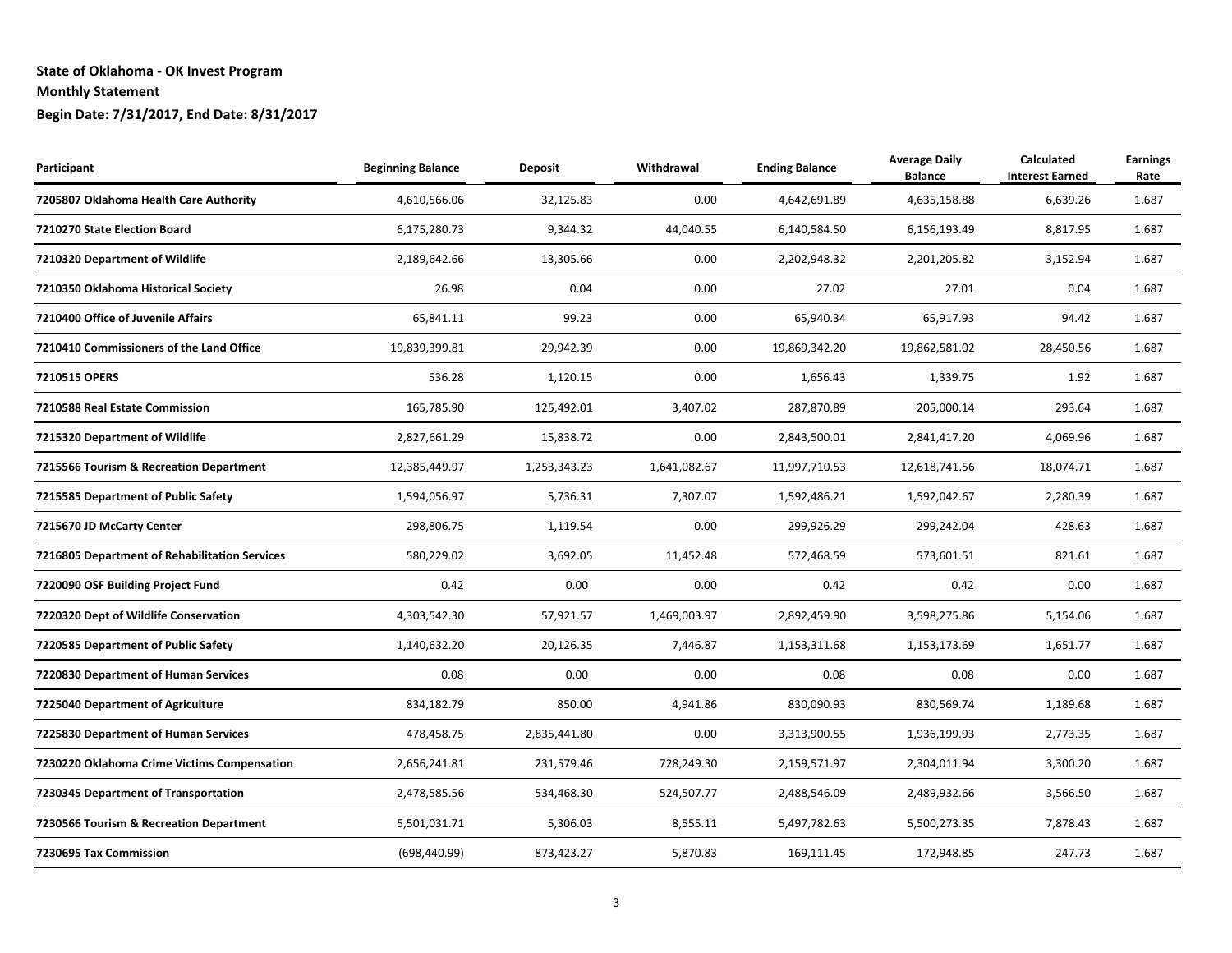**State of Oklahoma - OK Invest Program**

**Monthly Statement**

**Begin Date: 7/31/2017, End Date: 8/31/2017**

| Participant | Beginning Balance | Deposit | Withdrawal | Ending Balance | Average Daily Balance | Calculated Interest Earned | Earnings Rate |
|---|---|---|---|---|---|---|---|
| **7205807 Oklahoma Health Care Authority** | 4,610,566.06 | 32,125.83 | 0.00 | 4,642,691.89 | 4,635,158.88 | 6,639.26 | 1.687 |
| **7210270 State Election Board** | 6,175,280.73 | 9,344.32 | 44,040.55 | 6,140,584.50 | 6,156,193.49 | 8,817.95 | 1.687 |
| **7210320 Department of Wildlife** | 2,189,642.66 | 13,305.66 | 0.00 | 2,202,948.32 | 2,201,205.82 | 3,152.94 | 1.687 |
| **7210350 Oklahoma Historical Society** | 26.98 | 0.04 | 0.00 | 27.02 | 27.01 | 0.04 | 1.687 |
| **7210400 Office of Juvenile Affairs** | 65,841.11 | 99.23 | 0.00 | 65,940.34 | 65,917.93 | 94.42 | 1.687 |
| **7210410 Commissioners of the Land Office** | 19,839,399.81 | 29,942.39 | 0.00 | 19,869,342.20 | 19,862,581.02 | 28,450.56 | 1.687 |
| **7210515 OPERS** | 536.28 | 1,120.15 | 0.00 | 1,656.43 | 1,339.75 | 1.92 | 1.687 |
| **7210588 Real Estate Commission** | 165,785.90 | 125,492.01 | 3,407.02 | 287,870.89 | 205,000.14 | 293.64 | 1.687 |
| **7215320 Department of Wildlife** | 2,827,661.29 | 15,838.72 | 0.00 | 2,843,500.01 | 2,841,417.20 | 4,069.96 | 1.687 |
| **7215566 Tourism & Recreation Department** | 12,385,449.97 | 1,253,343.23 | 1,641,082.67 | 11,997,710.53 | 12,618,741.56 | 18,074.71 | 1.687 |
| **7215585 Department of Public Safety** | 1,594,056.97 | 5,736.31 | 7,307.07 | 1,592,486.21 | 1,592,042.67 | 2,280.39 | 1.687 |
| **7215670 JD McCarty Center** | 298,806.75 | 1,119.54 | 0.00 | 299,926.29 | 299,242.04 | 428.63 | 1.687 |
| **7216805 Department of Rehabilitation Services** | 580,229.02 | 3,692.05 | 11,452.48 | 572,468.59 | 573,601.51 | 821.61 | 1.687 |
| **7220090 OSF Building Project Fund** | 0.42 | 0.00 | 0.00 | 0.42 | 0.42 | 0.00 | 1.687 |
| **7220320 Dept of Wildlife Conservation** | 4,303,542.30 | 57,921.57 | 1,469,003.97 | 2,892,459.90 | 3,598,275.86 | 5,154.06 | 1.687 |
| **7220585 Department of Public Safety** | 1,140,632.20 | 20,126.35 | 7,446.87 | 1,153,311.68 | 1,153,173.69 | 1,651.77 | 1.687 |
| **7220830 Department of Human Services** | 0.08 | 0.00 | 0.00 | 0.08 | 0.08 | 0.00 | 1.687 |
| **7225040 Department of Agriculture** | 834,182.79 | 850.00 | 4,941.86 | 830,090.93 | 830,569.74 | 1,189.68 | 1.687 |
| **7225830 Department of Human Services** | 478,458.75 | 2,835,441.80 | 0.00 | 3,313,900.55 | 1,936,199.93 | 2,773.35 | 1.687 |
| **7230220 Oklahoma Crime Victims Compensation** | 2,656,241.81 | 231,579.46 | 728,249.30 | 2,159,571.97 | 2,304,011.94 | 3,300.20 | 1.687 |
| **7230345 Department of Transportation** | 2,478,585.56 | 534,468.30 | 524,507.77 | 2,488,546.09 | 2,489,932.66 | 3,566.50 | 1.687 |
| **7230566 Tourism & Recreation Department** | 5,501,031.71 | 5,306.03 | 8,555.11 | 5,497,782.63 | 5,500,273.35 | 7,878.43 | 1.687 |
| **7230695 Tax Commission** | (698,440.99) | 873,423.27 | 5,870.83 | 169,111.45 | 172,948.85 | 247.73 | 1.687 |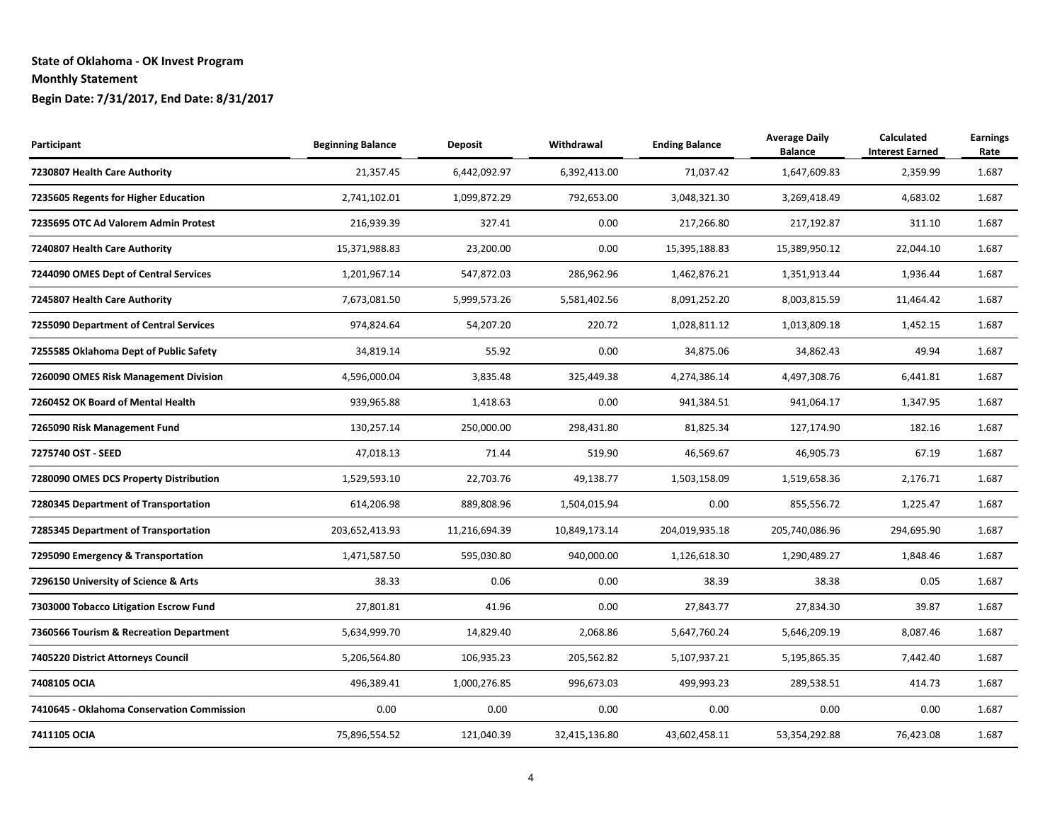**State of Oklahoma - OK Invest Program**

**Monthly Statement**

**Begin Date: 7/31/2017, End Date: 8/31/2017**

| Participant | Beginning Balance | Deposit | Withdrawal | Ending Balance | Average Daily Balance | Calculated Interest Earned | Earnings Rate |
|---|---|---|---|---|---|---|---|
| **7230807 Health Care Authority** | 21,357.45 | 6,442,092.97 | 6,392,413.00 | 71,037.42 | 1,647,609.83 | 2,359.99 | 1.687 |
| **7235605 Regents for Higher Education** | 2,741,102.01 | 1,099,872.29 | 792,653.00 | 3,048,321.30 | 3,269,418.49 | 4,683.02 | 1.687 |
| **7235695 OTC Ad Valorem Admin Protest** | 216,939.39 | 327.41 | 0.00 | 217,266.80 | 217,192.87 | 311.10 | 1.687 |
| **7240807 Health Care Authority** | 15,371,988.83 | 23,200.00 | 0.00 | 15,395,188.83 | 15,389,950.12 | 22,044.10 | 1.687 |
| **7244090 OMES Dept of Central Services** | 1,201,967.14 | 547,872.03 | 286,962.96 | 1,462,876.21 | 1,351,913.44 | 1,936.44 | 1.687 |
| **7245807 Health Care Authority** | 7,673,081.50 | 5,999,573.26 | 5,581,402.56 | 8,091,252.20 | 8,003,815.59 | 11,464.42 | 1.687 |
| **7255090 Department of Central Services** | 974,824.64 | 54,207.20 | 220.72 | 1,028,811.12 | 1,013,809.18 | 1,452.15 | 1.687 |
| **7255585 Oklahoma Dept of Public Safety** | 34,819.14 | 55.92 | 0.00 | 34,875.06 | 34,862.43 | 49.94 | 1.687 |
| **7260090 OMES Risk Management Division** | 4,596,000.04 | 3,835.48 | 325,449.38 | 4,274,386.14 | 4,497,308.76 | 6,441.81 | 1.687 |
| **7260452 OK Board of Mental Health** | 939,965.88 | 1,418.63 | 0.00 | 941,384.51 | 941,064.17 | 1,347.95 | 1.687 |
| **7265090 Risk Management Fund** | 130,257.14 | 250,000.00 | 298,431.80 | 81,825.34 | 127,174.90 | 182.16 | 1.687 |
| **7275740 OST - SEED** | 47,018.13 | 71.44 | 519.90 | 46,569.67 | 46,905.73 | 67.19 | 1.687 |
| **7280090 OMES DCS Property Distribution** | 1,529,593.10 | 22,703.76 | 49,138.77 | 1,503,158.09 | 1,519,658.36 | 2,176.71 | 1.687 |
| **7280345 Department of Transportation** | 614,206.98 | 889,808.96 | 1,504,015.94 | 0.00 | 855,556.72 | 1,225.47 | 1.687 |
| **7285345 Department of Transportation** | 203,652,413.93 | 11,216,694.39 | 10,849,173.14 | 204,019,935.18 | 205,740,086.96 | 294,695.90 | 1.687 |
| **7295090 Emergency & Transportation** | 1,471,587.50 | 595,030.80 | 940,000.00 | 1,126,618.30 | 1,290,489.27 | 1,848.46 | 1.687 |
| **7296150 University of Science & Arts** | 38.33 | 0.06 | 0.00 | 38.39 | 38.38 | 0.05 | 1.687 |
| **7303000 Tobacco Litigation Escrow Fund** | 27,801.81 | 41.96 | 0.00 | 27,843.77 | 27,834.30 | 39.87 | 1.687 |
| **7360566 Tourism & Recreation Department** | 5,634,999.70 | 14,829.40 | 2,068.86 | 5,647,760.24 | 5,646,209.19 | 8,087.46 | 1.687 |
| **7405220 District Attorneys Council** | 5,206,564.80 | 106,935.23 | 205,562.82 | 5,107,937.21 | 5,195,865.35 | 7,442.40 | 1.687 |
| **7408105 OCIA** | 496,389.41 | 1,000,276.85 | 996,673.03 | 499,993.23 | 289,538.51 | 414.73 | 1.687 |
| **7410645 - Oklahoma Conservation Commission** | 0.00 | 0.00 | 0.00 | 0.00 | 0.00 | 0.00 | 1.687 |
| **7411105 OCIA** | 75,896,554.52 | 121,040.39 | 32,415,136.80 | 43,602,458.11 | 53,354,292.88 | 76,423.08 | 1.687 |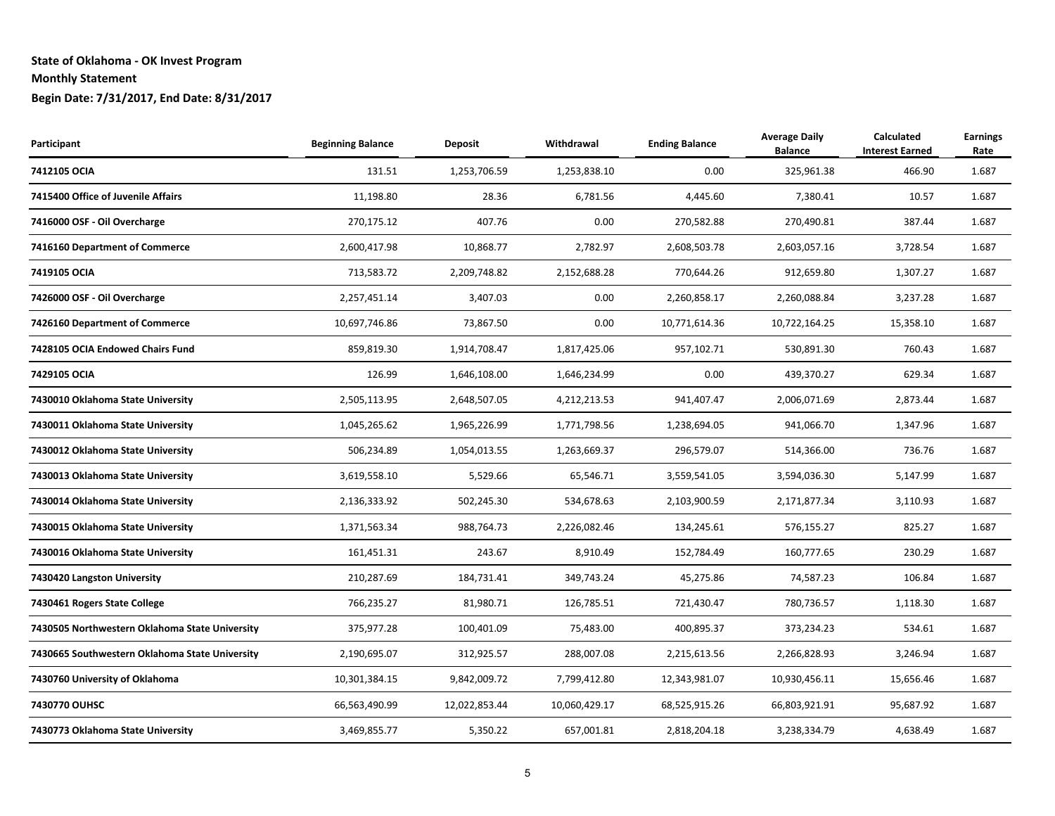**State of Oklahoma - OK Invest Program**

**Monthly Statement**

**Begin Date: 7/31/2017, End Date: 8/31/2017**

| Participant | Beginning Balance | Deposit | Withdrawal | Ending Balance | Average Daily Balance | Calculated Interest Earned | Earnings Rate |
|---|---|---|---|---|---|---|---|
| **7412105 OCIA** | 131.51 | 1,253,706.59 | 1,253,838.10 | 0.00 | 325,961.38 | 466.90 | 1.687 |
| **7415400 Office of Juvenile Affairs** | 11,198.80 | 28.36 | 6,781.56 | 4,445.60 | 7,380.41 | 10.57 | 1.687 |
| **7416000 OSF - Oil Overcharge** | 270,175.12 | 407.76 | 0.00 | 270,582.88 | 270,490.81 | 387.44 | 1.687 |
| **7416160 Department of Commerce** | 2,600,417.98 | 10,868.77 | 2,782.97 | 2,608,503.78 | 2,603,057.16 | 3,728.54 | 1.687 |
| **7419105 OCIA** | 713,583.72 | 2,209,748.82 | 2,152,688.28 | 770,644.26 | 912,659.80 | 1,307.27 | 1.687 |
| **7426000 OSF - Oil Overcharge** | 2,257,451.14 | 3,407.03 | 0.00 | 2,260,858.17 | 2,260,088.84 | 3,237.28 | 1.687 |
| **7426160 Department of Commerce** | 10,697,746.86 | 73,867.50 | 0.00 | 10,771,614.36 | 10,722,164.25 | 15,358.10 | 1.687 |
| **7428105 OCIA Endowed Chairs Fund** | 859,819.30 | 1,914,708.47 | 1,817,425.06 | 957,102.71 | 530,891.30 | 760.43 | 1.687 |
| **7429105 OCIA** | 126.99 | 1,646,108.00 | 1,646,234.99 | 0.00 | 439,370.27 | 629.34 | 1.687 |
| **7430010 Oklahoma State University** | 2,505,113.95 | 2,648,507.05 | 4,212,213.53 | 941,407.47 | 2,006,071.69 | 2,873.44 | 1.687 |
| **7430011 Oklahoma State University** | 1,045,265.62 | 1,965,226.99 | 1,771,798.56 | 1,238,694.05 | 941,066.70 | 1,347.96 | 1.687 |
| **7430012 Oklahoma State University** | 506,234.89 | 1,054,013.55 | 1,263,669.37 | 296,579.07 | 514,366.00 | 736.76 | 1.687 |
| **7430013 Oklahoma State University** | 3,619,558.10 | 5,529.66 | 65,546.71 | 3,559,541.05 | 3,594,036.30 | 5,147.99 | 1.687 |
| **7430014 Oklahoma State University** | 2,136,333.92 | 502,245.30 | 534,678.63 | 2,103,900.59 | 2,171,877.34 | 3,110.93 | 1.687 |
| **7430015 Oklahoma State University** | 1,371,563.34 | 988,764.73 | 2,226,082.46 | 134,245.61 | 576,155.27 | 825.27 | 1.687 |
| **7430016 Oklahoma State University** | 161,451.31 | 243.67 | 8,910.49 | 152,784.49 | 160,777.65 | 230.29 | 1.687 |
| **7430420 Langston University** | 210,287.69 | 184,731.41 | 349,743.24 | 45,275.86 | 74,587.23 | 106.84 | 1.687 |
| **7430461 Rogers State College** | 766,235.27 | 81,980.71 | 126,785.51 | 721,430.47 | 780,736.57 | 1,118.30 | 1.687 |
| **7430505 Northwestern Oklahoma State University** | 375,977.28 | 100,401.09 | 75,483.00 | 400,895.37 | 373,234.23 | 534.61 | 1.687 |
| **7430665 Southwestern Oklahoma State University** | 2,190,695.07 | 312,925.57 | 288,007.08 | 2,215,613.56 | 2,266,828.93 | 3,246.94 | 1.687 |
| **7430760 University of Oklahoma** | 10,301,384.15 | 9,842,009.72 | 7,799,412.80 | 12,343,981.07 | 10,930,456.11 | 15,656.46 | 1.687 |
| **7430770 OUHSC** | 66,563,490.99 | 12,022,853.44 | 10,060,429.17 | 68,525,915.26 | 66,803,921.91 | 95,687.92 | 1.687 |
| **7430773 Oklahoma State University** | 3,469,855.77 | 5,350.22 | 657,001.81 | 2,818,204.18 | 3,238,334.79 | 4,638.49 | 1.687 |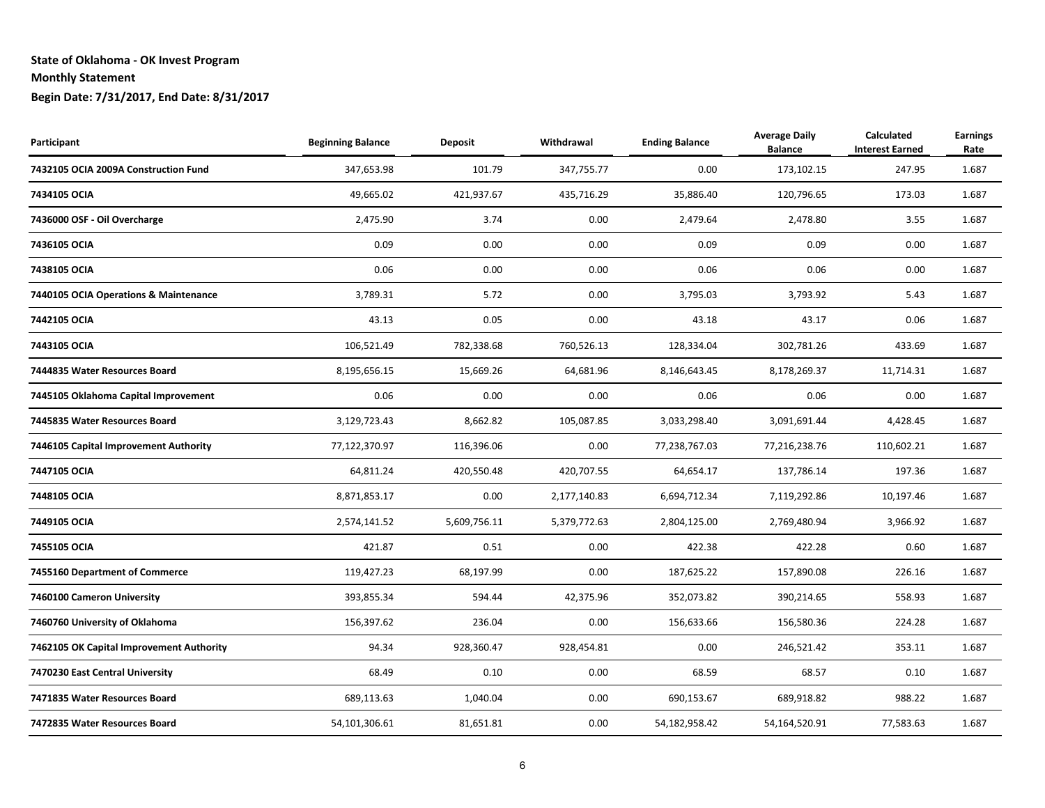**State of Oklahoma - OK Invest Program**

**Monthly Statement**

**Begin Date: 7/31/2017, End Date: 8/31/2017**

| Participant | Beginning Balance | Deposit | Withdrawal | Ending Balance | Average Daily Balance | Calculated Interest Earned | Earnings Rate |
|---|---|---|---|---|---|---|---|
| **7432105 OCIA 2009A Construction Fund** | 347,653.98 | 101.79 | 347,755.77 | 0.00 | 173,102.15 | 247.95 | 1.687 |
| **7434105 OCIA** | 49,665.02 | 421,937.67 | 435,716.29 | 35,886.40 | 120,796.65 | 173.03 | 1.687 |
| **7436000 OSF - Oil Overcharge** | 2,475.90 | 3.74 | 0.00 | 2,479.64 | 2,478.80 | 3.55 | 1.687 |
| **7436105 OCIA** | 0.09 | 0.00 | 0.00 | 0.09 | 0.09 | 0.00 | 1.687 |
| **7438105 OCIA** | 0.06 | 0.00 | 0.00 | 0.06 | 0.06 | 0.00 | 1.687 |
| **7440105 OCIA Operations & Maintenance** | 3,789.31 | 5.72 | 0.00 | 3,795.03 | 3,793.92 | 5.43 | 1.687 |
| **7442105 OCIA** | 43.13 | 0.05 | 0.00 | 43.18 | 43.17 | 0.06 | 1.687 |
| **7443105 OCIA** | 106,521.49 | 782,338.68 | 760,526.13 | 128,334.04 | 302,781.26 | 433.69 | 1.687 |
| **7444835 Water Resources Board** | 8,195,656.15 | 15,669.26 | 64,681.96 | 8,146,643.45 | 8,178,269.37 | 11,714.31 | 1.687 |
| **7445105 Oklahoma Capital Improvement** | 0.06 | 0.00 | 0.00 | 0.06 | 0.06 | 0.00 | 1.687 |
| **7445835 Water Resources Board** | 3,129,723.43 | 8,662.82 | 105,087.85 | 3,033,298.40 | 3,091,691.44 | 4,428.45 | 1.687 |
| **7446105 Capital Improvement Authority** | 77,122,370.97 | 116,396.06 | 0.00 | 77,238,767.03 | 77,216,238.76 | 110,602.21 | 1.687 |
| **7447105 OCIA** | 64,811.24 | 420,550.48 | 420,707.55 | 64,654.17 | 137,786.14 | 197.36 | 1.687 |
| **7448105 OCIA** | 8,871,853.17 | 0.00 | 2,177,140.83 | 6,694,712.34 | 7,119,292.86 | 10,197.46 | 1.687 |
| **7449105 OCIA** | 2,574,141.52 | 5,609,756.11 | 5,379,772.63 | 2,804,125.00 | 2,769,480.94 | 3,966.92 | 1.687 |
| **7455105 OCIA** | 421.87 | 0.51 | 0.00 | 422.38 | 422.28 | 0.60 | 1.687 |
| **7455160 Department of Commerce** | 119,427.23 | 68,197.99 | 0.00 | 187,625.22 | 157,890.08 | 226.16 | 1.687 |
| **7460100 Cameron University** | 393,855.34 | 594.44 | 42,375.96 | 352,073.82 | 390,214.65 | 558.93 | 1.687 |
| **7460760 University of Oklahoma** | 156,397.62 | 236.04 | 0.00 | 156,633.66 | 156,580.36 | 224.28 | 1.687 |
| **7462105 OK Capital Improvement Authority** | 94.34 | 928,360.47 | 928,454.81 | 0.00 | 246,521.42 | 353.11 | 1.687 |
| **7470230 East Central University** | 68.49 | 0.10 | 0.00 | 68.59 | 68.57 | 0.10 | 1.687 |
| **7471835 Water Resources Board** | 689,113.63 | 1,040.04 | 0.00 | 690,153.67 | 689,918.82 | 988.22 | 1.687 |
| **7472835 Water Resources Board** | 54,101,306.61 | 81,651.81 | 0.00 | 54,182,958.42 | 54,164,520.91 | 77,583.63 | 1.687 |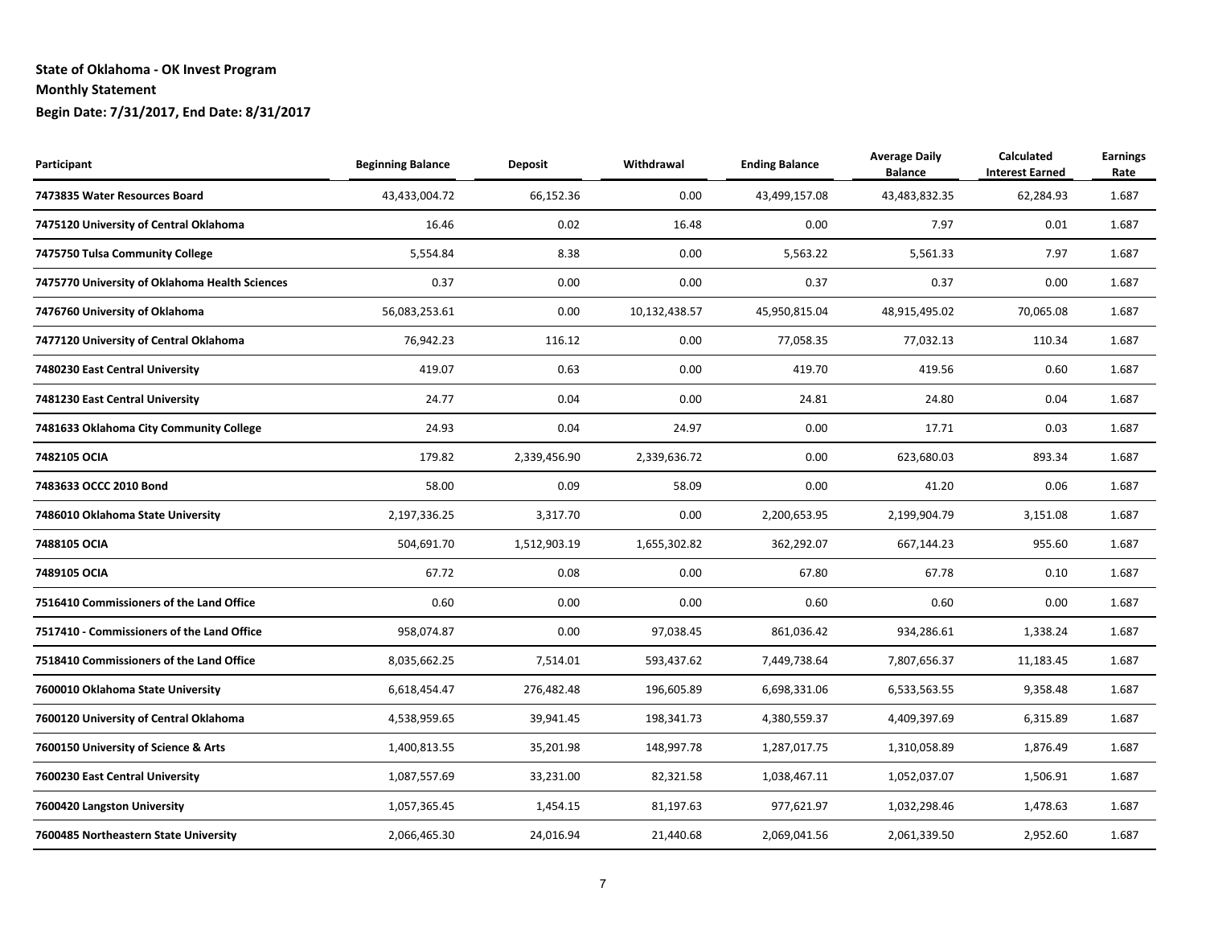**State of Oklahoma - OK Invest Program**

**Monthly Statement**

**Begin Date: 7/31/2017, End Date: 8/31/2017**

| Participant | Beginning Balance | Deposit | Withdrawal | Ending Balance | Average Daily Balance | Calculated Interest Earned | Earnings Rate |
|---|---|---|---|---|---|---|---|
| **7473835 Water Resources Board** | 43,433,004.72 | 66,152.36 | 0.00 | 43,499,157.08 | 43,483,832.35 | 62,284.93 | 1.687 |
| **7475120 University of Central Oklahoma** | 16.46 | 0.02 | 16.48 | 0.00 | 7.97 | 0.01 | 1.687 |
| **7475750 Tulsa Community College** | 5,554.84 | 8.38 | 0.00 | 5,563.22 | 5,561.33 | 7.97 | 1.687 |
| **7475770 University of Oklahoma Health Sciences** | 0.37 | 0.00 | 0.00 | 0.37 | 0.37 | 0.00 | 1.687 |
| **7476760 University of Oklahoma** | 56,083,253.61 | 0.00 | 10,132,438.57 | 45,950,815.04 | 48,915,495.02 | 70,065.08 | 1.687 |
| **7477120 University of Central Oklahoma** | 76,942.23 | 116.12 | 0.00 | 77,058.35 | 77,032.13 | 110.34 | 1.687 |
| **7480230 East Central University** | 419.07 | 0.63 | 0.00 | 419.70 | 419.56 | 0.60 | 1.687 |
| **7481230 East Central University** | 24.77 | 0.04 | 0.00 | 24.81 | 24.80 | 0.04 | 1.687 |
| **7481633 Oklahoma City Community College** | 24.93 | 0.04 | 24.97 | 0.00 | 17.71 | 0.03 | 1.687 |
| **7482105 OCIA** | 179.82 | 2,339,456.90 | 2,339,636.72 | 0.00 | 623,680.03 | 893.34 | 1.687 |
| **7483633 OCCC 2010 Bond** | 58.00 | 0.09 | 58.09 | 0.00 | 41.20 | 0.06 | 1.687 |
| **7486010 Oklahoma State University** | 2,197,336.25 | 3,317.70 | 0.00 | 2,200,653.95 | 2,199,904.79 | 3,151.08 | 1.687 |
| **7488105 OCIA** | 504,691.70 | 1,512,903.19 | 1,655,302.82 | 362,292.07 | 667,144.23 | 955.60 | 1.687 |
| **7489105 OCIA** | 67.72 | 0.08 | 0.00 | 67.80 | 67.78 | 0.10 | 1.687 |
| **7516410 Commissioners of the Land Office** | 0.60 | 0.00 | 0.00 | 0.60 | 0.60 | 0.00 | 1.687 |
| **7517410 - Commissioners of the Land Office** | 958,074.87 | 0.00 | 97,038.45 | 861,036.42 | 934,286.61 | 1,338.24 | 1.687 |
| **7518410 Commissioners of the Land Office** | 8,035,662.25 | 7,514.01 | 593,437.62 | 7,449,738.64 | 7,807,656.37 | 11,183.45 | 1.687 |
| **7600010 Oklahoma State University** | 6,618,454.47 | 276,482.48 | 196,605.89 | 6,698,331.06 | 6,533,563.55 | 9,358.48 | 1.687 |
| **7600120 University of Central Oklahoma** | 4,538,959.65 | 39,941.45 | 198,341.73 | 4,380,559.37 | 4,409,397.69 | 6,315.89 | 1.687 |
| **7600150 University of Science & Arts** | 1,400,813.55 | 35,201.98 | 148,997.78 | 1,287,017.75 | 1,310,058.89 | 1,876.49 | 1.687 |
| **7600230 East Central University** | 1,087,557.69 | 33,231.00 | 82,321.58 | 1,038,467.11 | 1,052,037.07 | 1,506.91 | 1.687 |
| **7600420 Langston University** | 1,057,365.45 | 1,454.15 | 81,197.63 | 977,621.97 | 1,032,298.46 | 1,478.63 | 1.687 |
| **7600485 Northeastern State University** | 2,066,465.30 | 24,016.94 | 21,440.68 | 2,069,041.56 | 2,061,339.50 | 2,952.60 | 1.687 |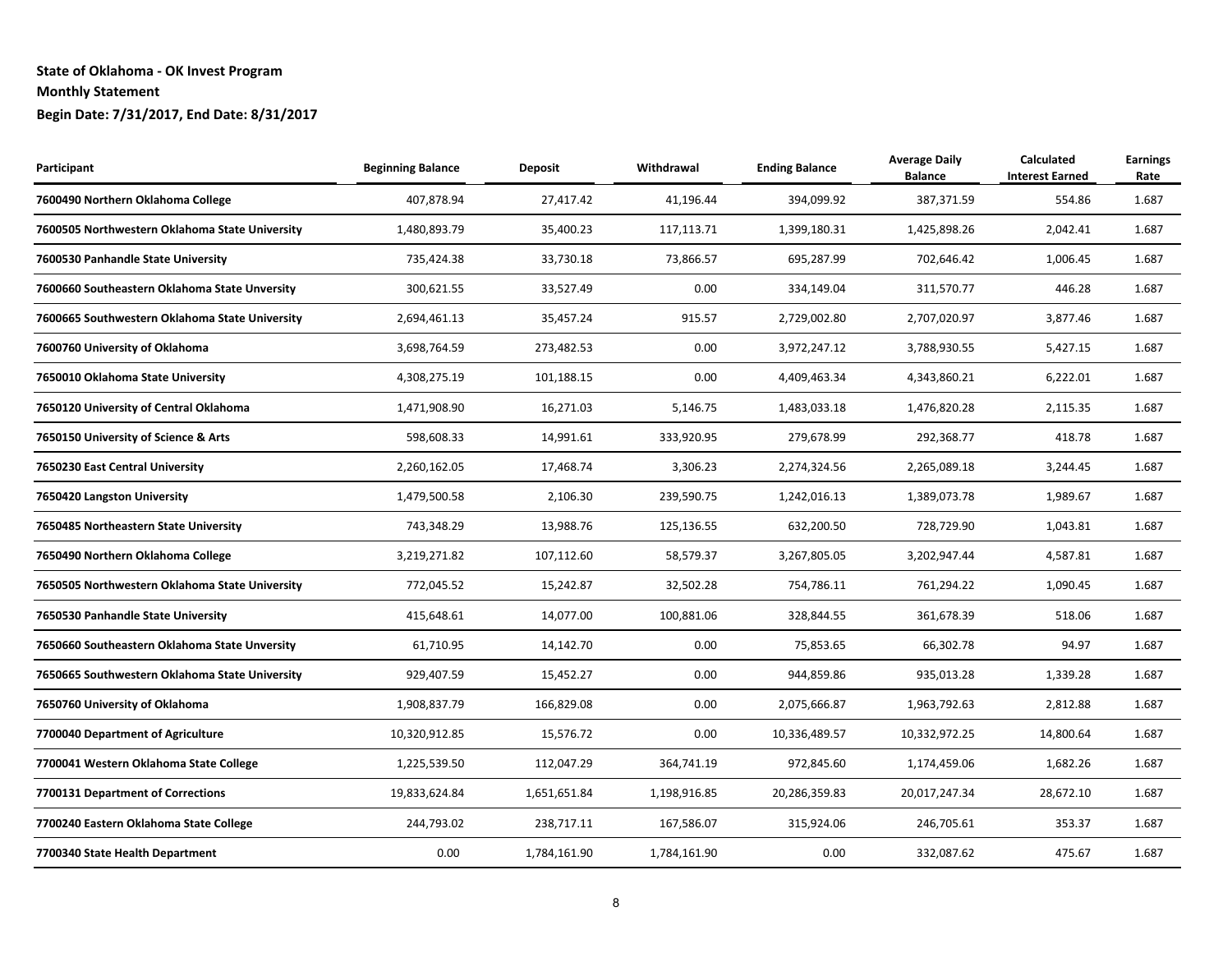**State of Oklahoma - OK Invest Program**

**Monthly Statement**

**Begin Date: 7/31/2017, End Date: 8/31/2017**

| Participant | Beginning Balance | Deposit | Withdrawal | Ending Balance | Average Daily Balance | Calculated Interest Earned | Earnings Rate |
|---|---|---|---|---|---|---|---|
| **7600490 Northern Oklahoma College** | 407,878.94 | 27,417.42 | 41,196.44 | 394,099.92 | 387,371.59 | 554.86 | 1.687 |
| **7600505 Northwestern Oklahoma State University** | 1,480,893.79 | 35,400.23 | 117,113.71 | 1,399,180.31 | 1,425,898.26 | 2,042.41 | 1.687 |
| **7600530 Panhandle State University** | 735,424.38 | 33,730.18 | 73,866.57 | 695,287.99 | 702,646.42 | 1,006.45 | 1.687 |
| **7600660 Southeastern Oklahoma State Unversity** | 300,621.55 | 33,527.49 | 0.00 | 334,149.04 | 311,570.77 | 446.28 | 1.687 |
| **7600665 Southwestern Oklahoma State University** | 2,694,461.13 | 35,457.24 | 915.57 | 2,729,002.80 | 2,707,020.97 | 3,877.46 | 1.687 |
| **7600760 University of Oklahoma** | 3,698,764.59 | 273,482.53 | 0.00 | 3,972,247.12 | 3,788,930.55 | 5,427.15 | 1.687 |
| **7650010 Oklahoma State University** | 4,308,275.19 | 101,188.15 | 0.00 | 4,409,463.34 | 4,343,860.21 | 6,222.01 | 1.687 |
| **7650120 University of Central Oklahoma** | 1,471,908.90 | 16,271.03 | 5,146.75 | 1,483,033.18 | 1,476,820.28 | 2,115.35 | 1.687 |
| **7650150 University of Science & Arts** | 598,608.33 | 14,991.61 | 333,920.95 | 279,678.99 | 292,368.77 | 418.78 | 1.687 |
| **7650230 East Central University** | 2,260,162.05 | 17,468.74 | 3,306.23 | 2,274,324.56 | 2,265,089.18 | 3,244.45 | 1.687 |
| **7650420 Langston University** | 1,479,500.58 | 2,106.30 | 239,590.75 | 1,242,016.13 | 1,389,073.78 | 1,989.67 | 1.687 |
| **7650485 Northeastern State University** | 743,348.29 | 13,988.76 | 125,136.55 | 632,200.50 | 728,729.90 | 1,043.81 | 1.687 |
| **7650490 Northern Oklahoma College** | 3,219,271.82 | 107,112.60 | 58,579.37 | 3,267,805.05 | 3,202,947.44 | 4,587.81 | 1.687 |
| **7650505 Northwestern Oklahoma State University** | 772,045.52 | 15,242.87 | 32,502.28 | 754,786.11 | 761,294.22 | 1,090.45 | 1.687 |
| **7650530 Panhandle State University** | 415,648.61 | 14,077.00 | 100,881.06 | 328,844.55 | 361,678.39 | 518.06 | 1.687 |
| **7650660 Southeastern Oklahoma State Unversity** | 61,710.95 | 14,142.70 | 0.00 | 75,853.65 | 66,302.78 | 94.97 | 1.687 |
| **7650665 Southwestern Oklahoma State University** | 929,407.59 | 15,452.27 | 0.00 | 944,859.86 | 935,013.28 | 1,339.28 | 1.687 |
| **7650760 University of Oklahoma** | 1,908,837.79 | 166,829.08 | 0.00 | 2,075,666.87 | 1,963,792.63 | 2,812.88 | 1.687 |
| **7700040 Department of Agriculture** | 10,320,912.85 | 15,576.72 | 0.00 | 10,336,489.57 | 10,332,972.25 | 14,800.64 | 1.687 |
| **7700041 Western Oklahoma State College** | 1,225,539.50 | 112,047.29 | 364,741.19 | 972,845.60 | 1,174,459.06 | 1,682.26 | 1.687 |
| **7700131 Department of Corrections** | 19,833,624.84 | 1,651,651.84 | 1,198,916.85 | 20,286,359.83 | 20,017,247.34 | 28,672.10 | 1.687 |
| **7700240 Eastern Oklahoma State College** | 244,793.02 | 238,717.11 | 167,586.07 | 315,924.06 | 246,705.61 | 353.37 | 1.687 |
| **7700340 State Health Department** | 0.00 | 1,784,161.90 | 1,784,161.90 | 0.00 | 332,087.62 | 475.67 | 1.687 |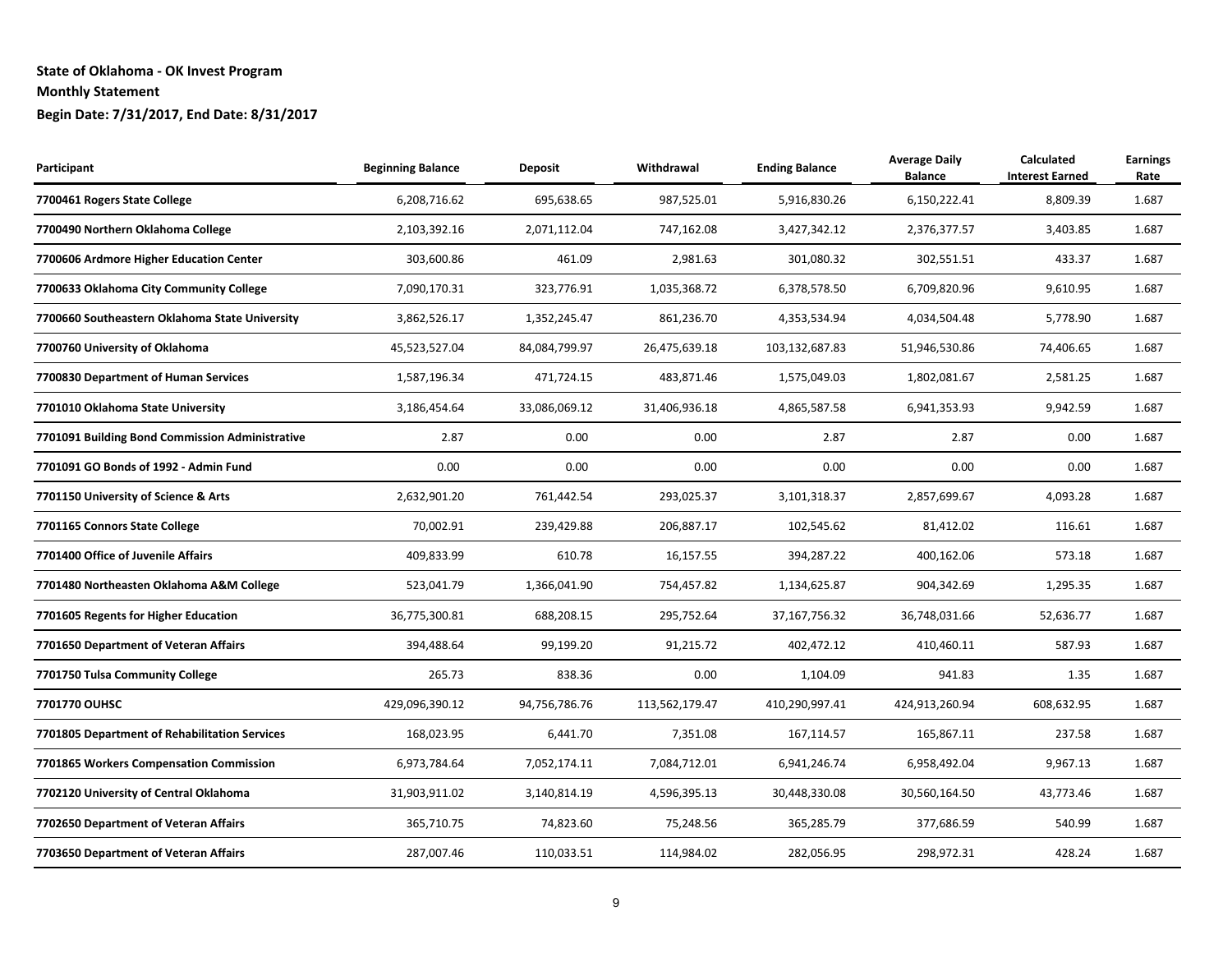**State of Oklahoma - OK Invest Program**

**Monthly Statement**

**Begin Date: 7/31/2017, End Date: 8/31/2017**

| Participant | Beginning Balance | Deposit | Withdrawal | Ending Balance | Average Daily Balance | Calculated Interest Earned | Earnings Rate |
|---|---|---|---|---|---|---|---|
| **7700461 Rogers State College** | 6,208,716.62 | 695,638.65 | 987,525.01 | 5,916,830.26 | 6,150,222.41 | 8,809.39 | 1.687 |
| **7700490 Northern Oklahoma College** | 2,103,392.16 | 2,071,112.04 | 747,162.08 | 3,427,342.12 | 2,376,377.57 | 3,403.85 | 1.687 |
| **7700606 Ardmore Higher Education Center** | 303,600.86 | 461.09 | 2,981.63 | 301,080.32 | 302,551.51 | 433.37 | 1.687 |
| **7700633 Oklahoma City Community College** | 7,090,170.31 | 323,776.91 | 1,035,368.72 | 6,378,578.50 | 6,709,820.96 | 9,610.95 | 1.687 |
| **7700660 Southeastern Oklahoma State University** | 3,862,526.17 | 1,352,245.47 | 861,236.70 | 4,353,534.94 | 4,034,504.48 | 5,778.90 | 1.687 |
| **7700760 University of Oklahoma** | 45,523,527.04 | 84,084,799.97 | 26,475,639.18 | 103,132,687.83 | 51,946,530.86 | 74,406.65 | 1.687 |
| **7700830 Department of Human Services** | 1,587,196.34 | 471,724.15 | 483,871.46 | 1,575,049.03 | 1,802,081.67 | 2,581.25 | 1.687 |
| **7701010 Oklahoma State University** | 3,186,454.64 | 33,086,069.12 | 31,406,936.18 | 4,865,587.58 | 6,941,353.93 | 9,942.59 | 1.687 |
| **7701091 Building Bond Commission Administrative** | 2.87 | 0.00 | 0.00 | 2.87 | 2.87 | 0.00 | 1.687 |
| **7701091 GO Bonds of 1992 - Admin Fund** | 0.00 | 0.00 | 0.00 | 0.00 | 0.00 | 0.00 | 1.687 |
| **7701150 University of Science & Arts** | 2,632,901.20 | 761,442.54 | 293,025.37 | 3,101,318.37 | 2,857,699.67 | 4,093.28 | 1.687 |
| **7701165 Connors State College** | 70,002.91 | 239,429.88 | 206,887.17 | 102,545.62 | 81,412.02 | 116.61 | 1.687 |
| **7701400 Office of Juvenile Affairs** | 409,833.99 | 610.78 | 16,157.55 | 394,287.22 | 400,162.06 | 573.18 | 1.687 |
| **7701480 Northeasten Oklahoma A&M College** | 523,041.79 | 1,366,041.90 | 754,457.82 | 1,134,625.87 | 904,342.69 | 1,295.35 | 1.687 |
| **7701605 Regents for Higher Education** | 36,775,300.81 | 688,208.15 | 295,752.64 | 37,167,756.32 | 36,748,031.66 | 52,636.77 | 1.687 |
| **7701650 Department of Veteran Affairs** | 394,488.64 | 99,199.20 | 91,215.72 | 402,472.12 | 410,460.11 | 587.93 | 1.687 |
| **7701750 Tulsa Community College** | 265.73 | 838.36 | 0.00 | 1,104.09 | 941.83 | 1.35 | 1.687 |
| **7701770 OUHSC** | 429,096,390.12 | 94,756,786.76 | 113,562,179.47 | 410,290,997.41 | 424,913,260.94 | 608,632.95 | 1.687 |
| **7701805 Department of Rehabilitation Services** | 168,023.95 | 6,441.70 | 7,351.08 | 167,114.57 | 165,867.11 | 237.58 | 1.687 |
| **7701865 Workers Compensation Commission** | 6,973,784.64 | 7,052,174.11 | 7,084,712.01 | 6,941,246.74 | 6,958,492.04 | 9,967.13 | 1.687 |
| **7702120 University of Central Oklahoma** | 31,903,911.02 | 3,140,814.19 | 4,596,395.13 | 30,448,330.08 | 30,560,164.50 | 43,773.46 | 1.687 |
| **7702650 Department of Veteran Affairs** | 365,710.75 | 74,823.60 | 75,248.56 | 365,285.79 | 377,686.59 | 540.99 | 1.687 |
| **7703650 Department of Veteran Affairs** | 287,007.46 | 110,033.51 | 114,984.02 | 282,056.95 | 298,972.31 | 428.24 | 1.687 |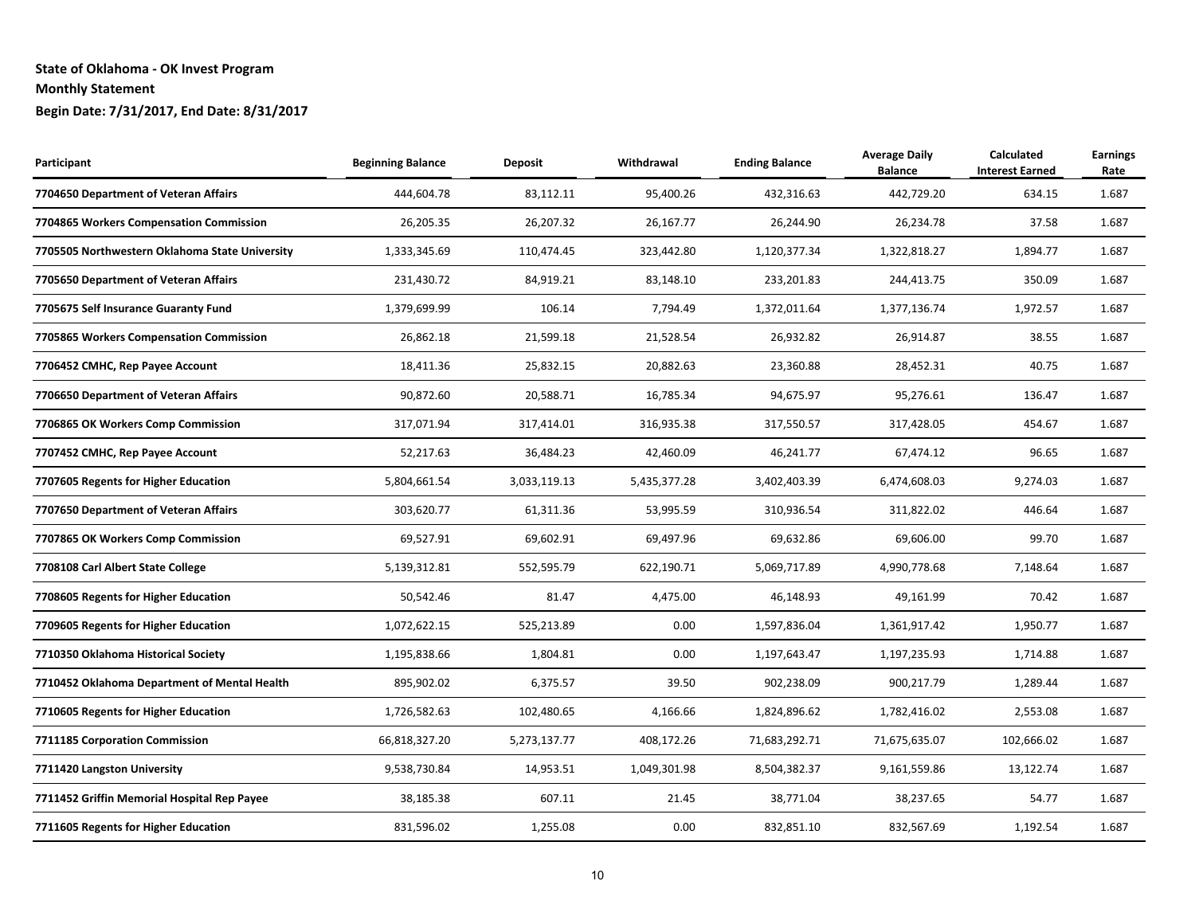**State of Oklahoma - OK Invest Program**

**Monthly Statement**

**Begin Date: 7/31/2017, End Date: 8/31/2017**

| Participant | Beginning Balance | Deposit | Withdrawal | Ending Balance | Average Daily Balance | Calculated Interest Earned | Earnings Rate |
|---|---|---|---|---|---|---|---|
| **7704650 Department of Veteran Affairs** | 444,604.78 | 83,112.11 | 95,400.26 | 432,316.63 | 442,729.20 | 634.15 | 1.687 |
| **7704865 Workers Compensation Commission** | 26,205.35 | 26,207.32 | 26,167.77 | 26,244.90 | 26,234.78 | 37.58 | 1.687 |
| **7705505 Northwestern Oklahoma State University** | 1,333,345.69 | 110,474.45 | 323,442.80 | 1,120,377.34 | 1,322,818.27 | 1,894.77 | 1.687 |
| **7705650 Department of Veteran Affairs** | 231,430.72 | 84,919.21 | 83,148.10 | 233,201.83 | 244,413.75 | 350.09 | 1.687 |
| **7705675 Self Insurance Guaranty Fund** | 1,379,699.99 | 106.14 | 7,794.49 | 1,372,011.64 | 1,377,136.74 | 1,972.57 | 1.687 |
| **7705865 Workers Compensation Commission** | 26,862.18 | 21,599.18 | 21,528.54 | 26,932.82 | 26,914.87 | 38.55 | 1.687 |
| **7706452 CMHC, Rep Payee Account** | 18,411.36 | 25,832.15 | 20,882.63 | 23,360.88 | 28,452.31 | 40.75 | 1.687 |
| **7706650 Department of Veteran Affairs** | 90,872.60 | 20,588.71 | 16,785.34 | 94,675.97 | 95,276.61 | 136.47 | 1.687 |
| **7706865 OK Workers Comp Commission** | 317,071.94 | 317,414.01 | 316,935.38 | 317,550.57 | 317,428.05 | 454.67 | 1.687 |
| **7707452 CMHC, Rep Payee Account** | 52,217.63 | 36,484.23 | 42,460.09 | 46,241.77 | 67,474.12 | 96.65 | 1.687 |
| **7707605 Regents for Higher Education** | 5,804,661.54 | 3,033,119.13 | 5,435,377.28 | 3,402,403.39 | 6,474,608.03 | 9,274.03 | 1.687 |
| **7707650 Department of Veteran Affairs** | 303,620.77 | 61,311.36 | 53,995.59 | 310,936.54 | 311,822.02 | 446.64 | 1.687 |
| **7707865 OK Workers Comp Commission** | 69,527.91 | 69,602.91 | 69,497.96 | 69,632.86 | 69,606.00 | 99.70 | 1.687 |
| **7708108 Carl Albert State College** | 5,139,312.81 | 552,595.79 | 622,190.71 | 5,069,717.89 | 4,990,778.68 | 7,148.64 | 1.687 |
| **7708605 Regents for Higher Education** | 50,542.46 | 81.47 | 4,475.00 | 46,148.93 | 49,161.99 | 70.42 | 1.687 |
| **7709605 Regents for Higher Education** | 1,072,622.15 | 525,213.89 | 0.00 | 1,597,836.04 | 1,361,917.42 | 1,950.77 | 1.687 |
| **7710350 Oklahoma Historical Society** | 1,195,838.66 | 1,804.81 | 0.00 | 1,197,643.47 | 1,197,235.93 | 1,714.88 | 1.687 |
| **7710452 Oklahoma Department of Mental Health** | 895,902.02 | 6,375.57 | 39.50 | 902,238.09 | 900,217.79 | 1,289.44 | 1.687 |
| **7710605 Regents for Higher Education** | 1,726,582.63 | 102,480.65 | 4,166.66 | 1,824,896.62 | 1,782,416.02 | 2,553.08 | 1.687 |
| **7711185 Corporation Commission** | 66,818,327.20 | 5,273,137.77 | 408,172.26 | 71,683,292.71 | 71,675,635.07 | 102,666.02 | 1.687 |
| **7711420 Langston University** | 9,538,730.84 | 14,953.51 | 1,049,301.98 | 8,504,382.37 | 9,161,559.86 | 13,122.74 | 1.687 |
| **7711452 Griffin Memorial Hospital Rep Payee** | 38,185.38 | 607.11 | 21.45 | 38,771.04 | 38,237.65 | 54.77 | 1.687 |
| **7711605 Regents for Higher Education** | 831,596.02 | 1,255.08 | 0.00 | 832,851.10 | 832,567.69 | 1,192.54 | 1.687 |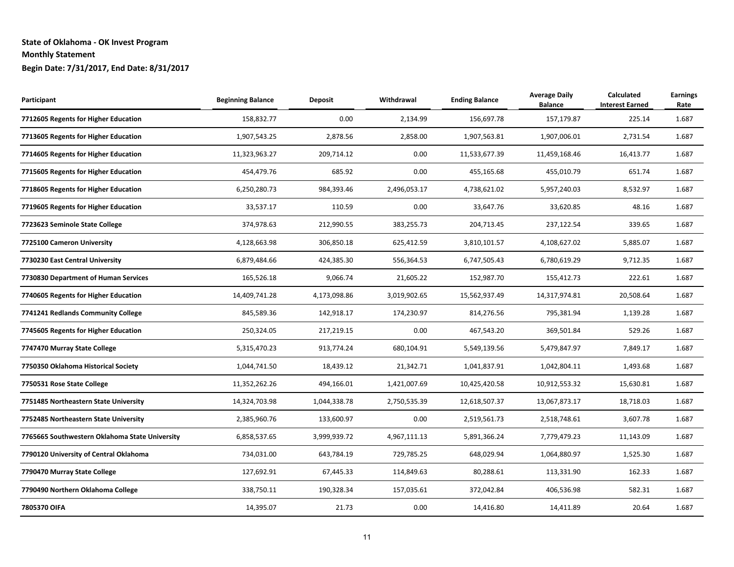**State of Oklahoma - OK Invest Program**

**Monthly Statement**

**Begin Date: 7/31/2017, End Date: 8/31/2017**

| Participant | Beginning Balance | Deposit | Withdrawal | Ending Balance | Average Daily Balance | Calculated Interest Earned | Earnings Rate |
|---|---|---|---|---|---|---|---|
| **7712605 Regents for Higher Education** | 158,832.77 | 0.00 | 2,134.99 | 156,697.78 | 157,179.87 | 225.14 | 1.687 |
| **7713605 Regents for Higher Education** | 1,907,543.25 | 2,878.56 | 2,858.00 | 1,907,563.81 | 1,907,006.01 | 2,731.54 | 1.687 |
| **7714605 Regents for Higher Education** | 11,323,963.27 | 209,714.12 | 0.00 | 11,533,677.39 | 11,459,168.46 | 16,413.77 | 1.687 |
| **7715605 Regents for Higher Education** | 454,479.76 | 685.92 | 0.00 | 455,165.68 | 455,010.79 | 651.74 | 1.687 |
| **7718605 Regents for Higher Education** | 6,250,280.73 | 984,393.46 | 2,496,053.17 | 4,738,621.02 | 5,957,240.03 | 8,532.97 | 1.687 |
| **7719605 Regents for Higher Education** | 33,537.17 | 110.59 | 0.00 | 33,647.76 | 33,620.85 | 48.16 | 1.687 |
| **7723623 Seminole State College** | 374,978.63 | 212,990.55 | 383,255.73 | 204,713.45 | 237,122.54 | 339.65 | 1.687 |
| **7725100 Cameron University** | 4,128,663.98 | 306,850.18 | 625,412.59 | 3,810,101.57 | 4,108,627.02 | 5,885.07 | 1.687 |
| **7730230 East Central University** | 6,879,484.66 | 424,385.30 | 556,364.53 | 6,747,505.43 | 6,780,619.29 | 9,712.35 | 1.687 |
| **7730830 Department of Human Services** | 165,526.18 | 9,066.74 | 21,605.22 | 152,987.70 | 155,412.73 | 222.61 | 1.687 |
| **7740605 Regents for Higher Education** | 14,409,741.28 | 4,173,098.86 | 3,019,902.65 | 15,562,937.49 | 14,317,974.81 | 20,508.64 | 1.687 |
| **7741241 Redlands Community College** | 845,589.36 | 142,918.17 | 174,230.97 | 814,276.56 | 795,381.94 | 1,139.28 | 1.687 |
| **7745605 Regents for Higher Education** | 250,324.05 | 217,219.15 | 0.00 | 467,543.20 | 369,501.84 | 529.26 | 1.687 |
| **7747470 Murray State College** | 5,315,470.23 | 913,774.24 | 680,104.91 | 5,549,139.56 | 5,479,847.97 | 7,849.17 | 1.687 |
| **7750350 Oklahoma Historical Society** | 1,044,741.50 | 18,439.12 | 21,342.71 | 1,041,837.91 | 1,042,804.11 | 1,493.68 | 1.687 |
| **7750531 Rose State College** | 11,352,262.26 | 494,166.01 | 1,421,007.69 | 10,425,420.58 | 10,912,553.32 | 15,630.81 | 1.687 |
| **7751485 Northeastern State University** | 14,324,703.98 | 1,044,338.78 | 2,750,535.39 | 12,618,507.37 | 13,067,873.17 | 18,718.03 | 1.687 |
| **7752485 Northeastern State University** | 2,385,960.76 | 133,600.97 | 0.00 | 2,519,561.73 | 2,518,748.61 | 3,607.78 | 1.687 |
| **7765665 Southwestern Oklahoma State University** | 6,858,537.65 | 3,999,939.72 | 4,967,111.13 | 5,891,366.24 | 7,779,479.23 | 11,143.09 | 1.687 |
| **7790120 University of Central Oklahoma** | 734,031.00 | 643,784.19 | 729,785.25 | 648,029.94 | 1,064,880.97 | 1,525.30 | 1.687 |
| **7790470 Murray State College** | 127,692.91 | 67,445.33 | 114,849.63 | 80,288.61 | 113,331.90 | 162.33 | 1.687 |
| **7790490 Northern Oklahoma College** | 338,750.11 | 190,328.34 | 157,035.61 | 372,042.84 | 406,536.98 | 582.31 | 1.687 |
| **7805370 OIFA** | 14,395.07 | 21.73 | 0.00 | 14,416.80 | 14,411.89 | 20.64 | 1.687 |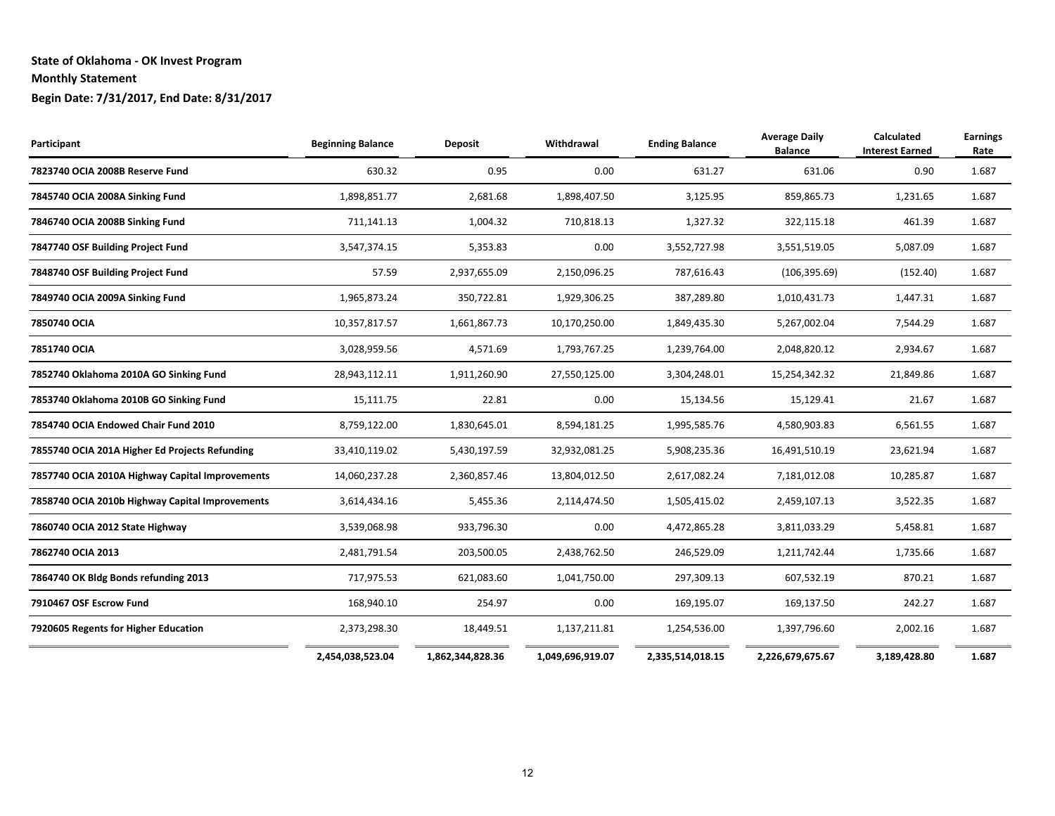**State of Oklahoma - OK Invest Program**

**Monthly Statement**

**Begin Date: 7/31/2017, End Date: 8/31/2017**

| Participant | Beginning Balance | Deposit | Withdrawal | Ending Balance | Average Daily Balance | Calculated Interest Earned | Earnings Rate |
|---|---|---|---|---|---|---|---|
| **7823740 OCIA 2008B Reserve Fund** | 630.32 | 0.95 | 0.00 | 631.27 | 631.06 | 0.90 | 1.687 |
| **7845740 OCIA 2008A Sinking Fund** | 1,898,851.77 | 2,681.68 | 1,898,407.50 | 3,125.95 | 859,865.73 | 1,231.65 | 1.687 |
| **7846740 OCIA 2008B Sinking Fund** | 711,141.13 | 1,004.32 | 710,818.13 | 1,327.32 | 322,115.18 | 461.39 | 1.687 |
| **7847740 OSF Building Project Fund** | 3,547,374.15 | 5,353.83 | 0.00 | 3,552,727.98 | 3,551,519.05 | 5,087.09 | 1.687 |
| **7848740 OSF Building Project Fund** | 57.59 | 2,937,655.09 | 2,150,096.25 | 787,616.43 | (106,395.69) | (152.40) | 1.687 |
| **7849740 OCIA 2009A Sinking Fund** | 1,965,873.24 | 350,722.81 | 1,929,306.25 | 387,289.80 | 1,010,431.73 | 1,447.31 | 1.687 |
| **7850740 OCIA** | 10,357,817.57 | 1,661,867.73 | 10,170,250.00 | 1,849,435.30 | 5,267,002.04 | 7,544.29 | 1.687 |
| **7851740 OCIA** | 3,028,959.56 | 4,571.69 | 1,793,767.25 | 1,239,764.00 | 2,048,820.12 | 2,934.67 | 1.687 |
| **7852740 Oklahoma 2010A GO Sinking Fund** | 28,943,112.11 | 1,911,260.90 | 27,550,125.00 | 3,304,248.01 | 15,254,342.32 | 21,849.86 | 1.687 |
| **7853740 Oklahoma 2010B GO Sinking Fund** | 15,111.75 | 22.81 | 0.00 | 15,134.56 | 15,129.41 | 21.67 | 1.687 |
| **7854740 OCIA Endowed Chair Fund 2010** | 8,759,122.00 | 1,830,645.01 | 8,594,181.25 | 1,995,585.76 | 4,580,903.83 | 6,561.55 | 1.687 |
| **7855740 OCIA 201A Higher Ed Projects Refunding** | 33,410,119.02 | 5,430,197.59 | 32,932,081.25 | 5,908,235.36 | 16,491,510.19 | 23,621.94 | 1.687 |
| **7857740 OCIA 2010A Highway Capital Improvements** | 14,060,237.28 | 2,360,857.46 | 13,804,012.50 | 2,617,082.24 | 7,181,012.08 | 10,285.87 | 1.687 |
| **7858740 OCIA 2010b Highway Capital Improvements** | 3,614,434.16 | 5,455.36 | 2,114,474.50 | 1,505,415.02 | 2,459,107.13 | 3,522.35 | 1.687 |
| **7860740 OCIA 2012 State Highway** | 3,539,068.98 | 933,796.30 | 0.00 | 4,472,865.28 | 3,811,033.29 | 5,458.81 | 1.687 |
| **7862740 OCIA 2013** | 2,481,791.54 | 203,500.05 | 2,438,762.50 | 246,529.09 | 1,211,742.44 | 1,735.66 | 1.687 |
| **7864740 OK Bldg Bonds refunding 2013** | 717,975.53 | 621,083.60 | 1,041,750.00 | 297,309.13 | 607,532.19 | 870.21 | 1.687 |
| **7910467 OSF Escrow Fund** | 168,940.10 | 254.97 | 0.00 | 169,195.07 | 169,137.50 | 242.27 | 1.687 |
| **7920605 Regents for Higher Education** | 2,373,298.30 | 18,449.51 | 1,137,211.81 | 1,254,536.00 | 1,397,796.60 | 2,002.16 | 1.687 |
| | **2,454,038,523.04** | **1,862,344,828.36** | **1,049,696,919.07** | **2,335,514,018.15** | **2,226,679,675.67** | **3,189,428.80** | **1.687** |